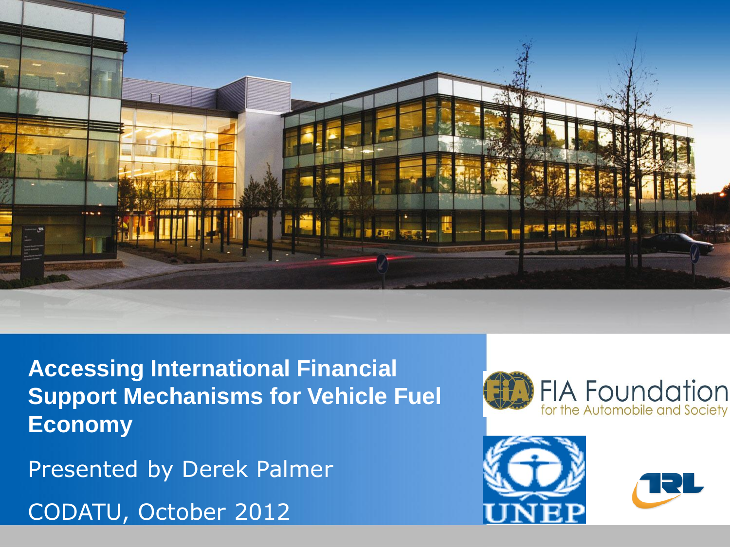# Accessing International Financial Support Mechanisms for Vehicle Fuel Economy

Presented by Derek Palmer

CODATU, October 2012

FIA Foundation for the Automobile and Society

UNEP

TRL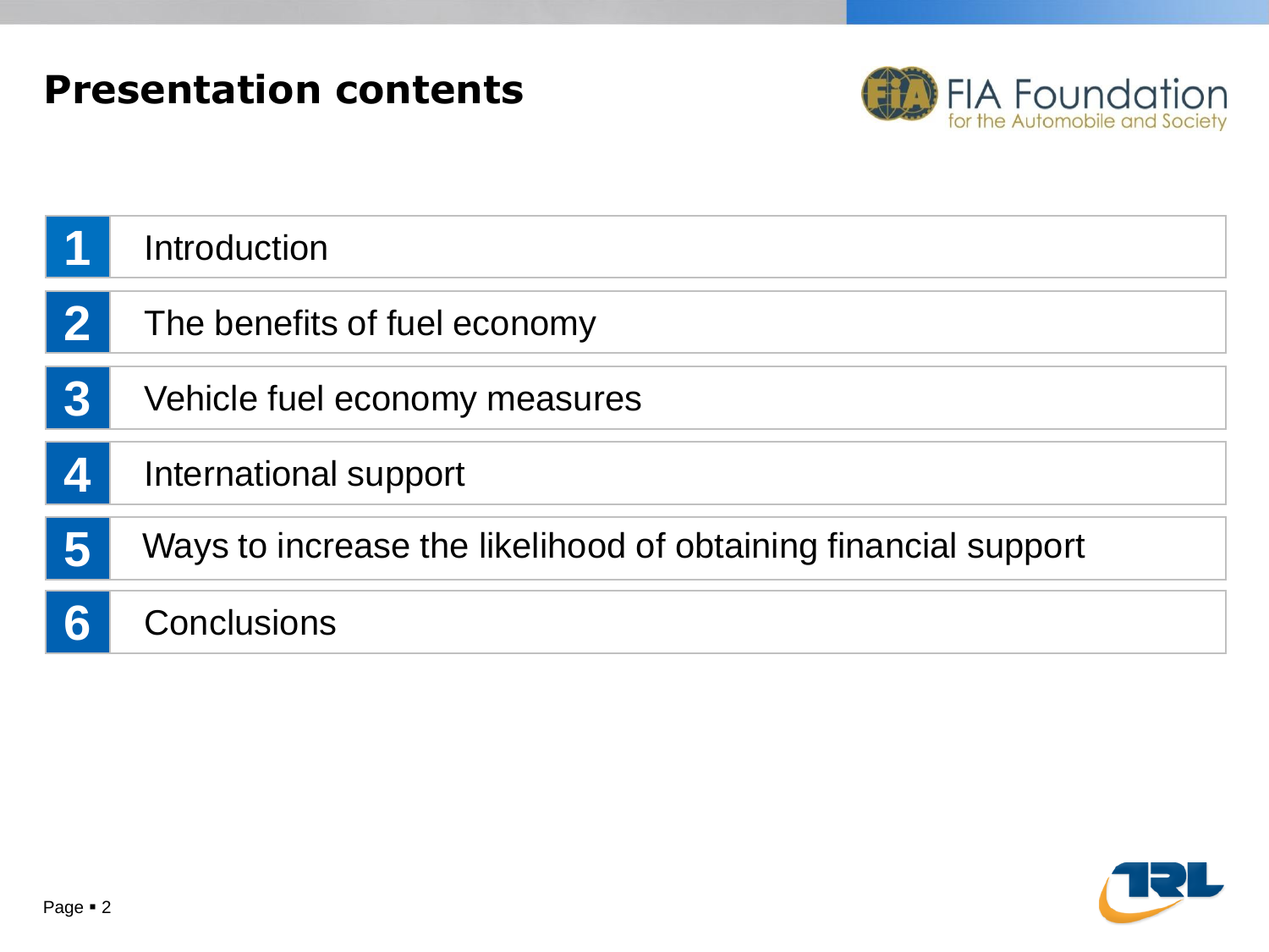# Presentation contents

1. Introduction
2. The benefits of fuel economy
3. Vehicle fuel economy measures
4. International support
5. Ways to increase the likelihood of obtaining financial support
6. Conclusions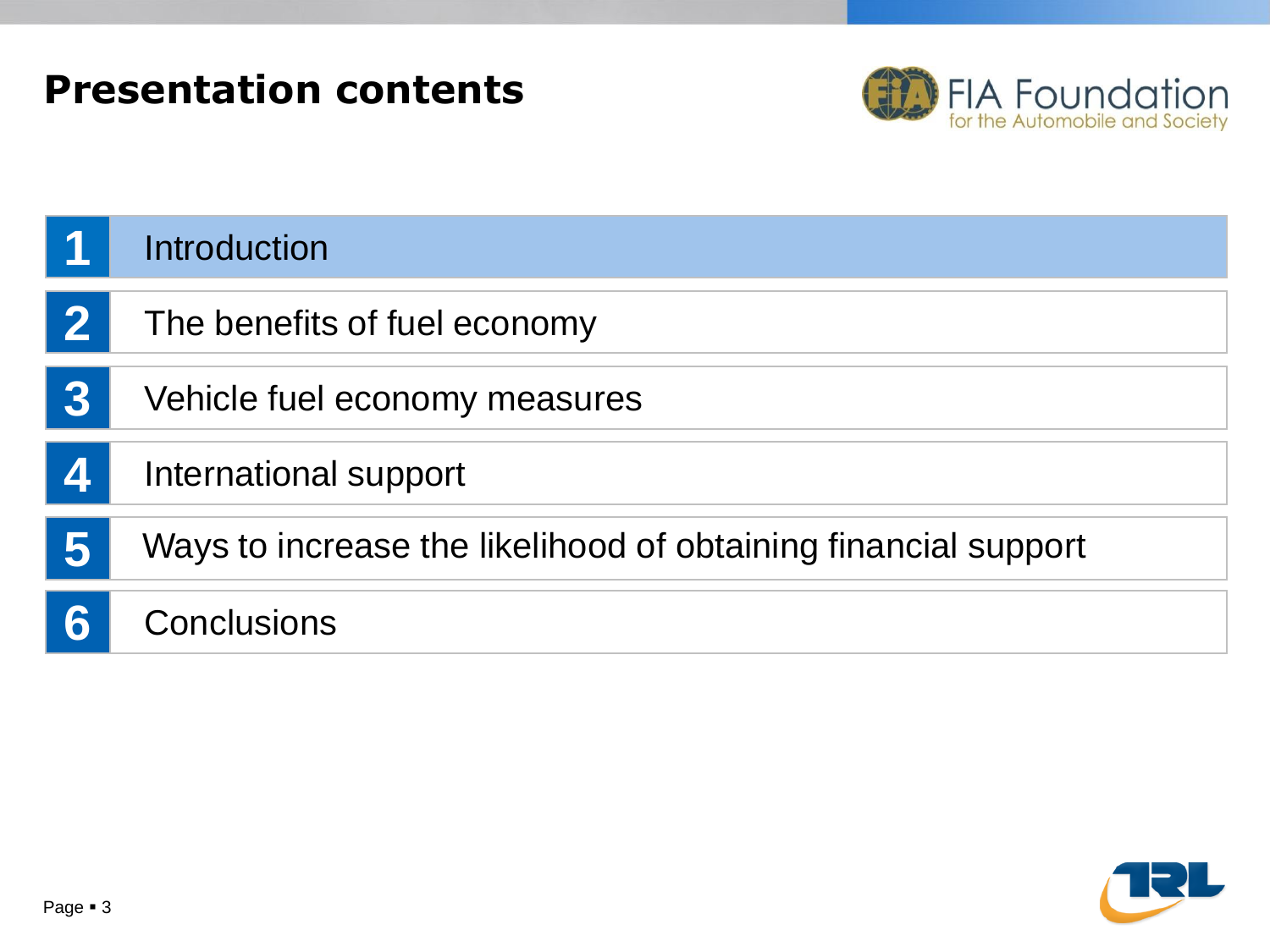# Presentation contents

1. Introduction
2. The benefits of fuel economy
3. Vehicle fuel economy measures
4. International support
5. Ways to increase the likelihood of obtaining financial support
6. Conclusions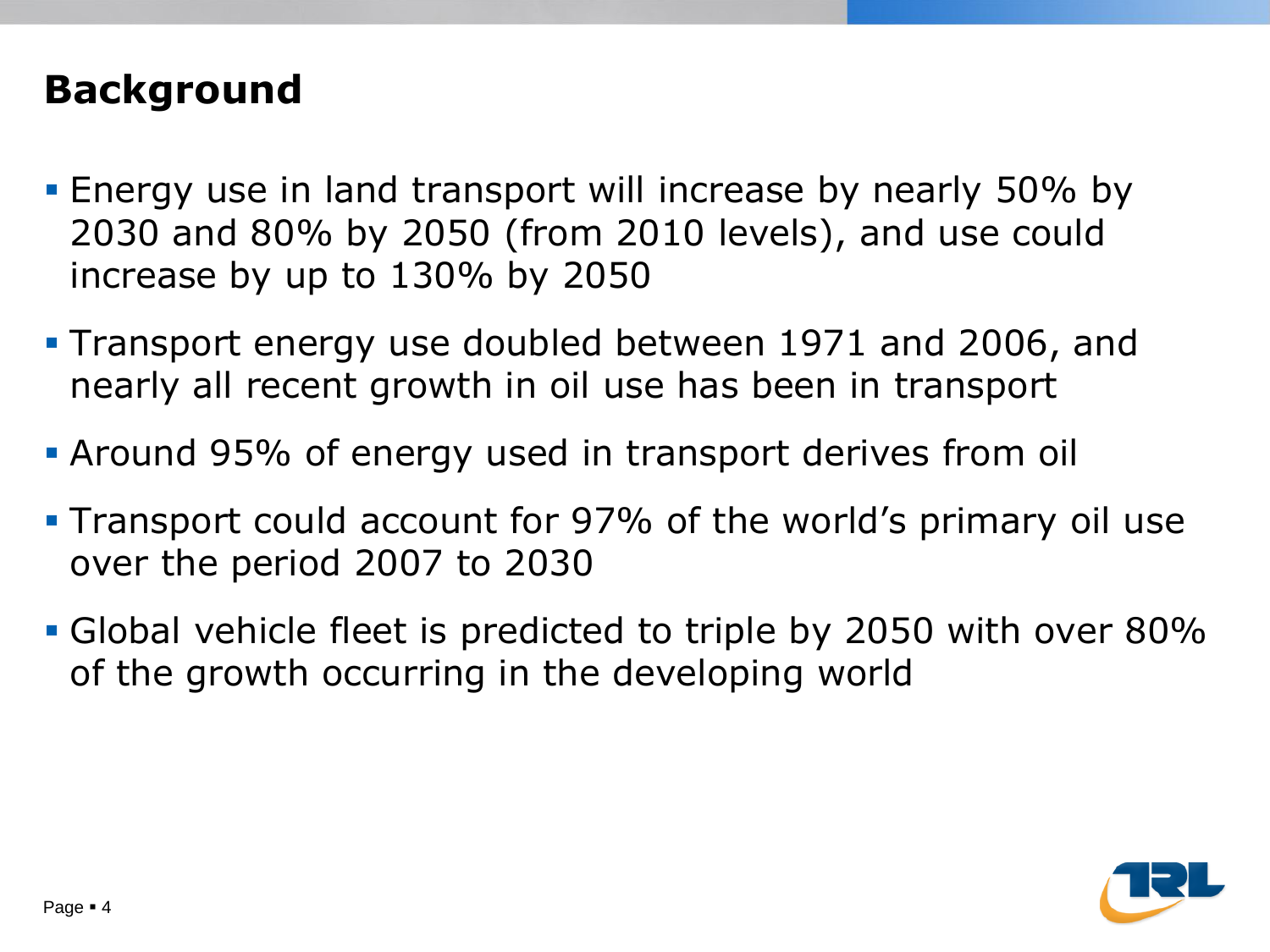## Background

- Energy use in land transport will increase by nearly 50% by 2030 and 80% by 2050 (from 2010 levels), and use could increase by up to 130% by 2050
- Transport energy use doubled between 1971 and 2006, and nearly all recent growth in oil use has been in transport
- Around 95% of energy used in transport derives from oil
- Transport could account for 97% of the world's primary oil use over the period 2007 to 2030
- Global vehicle fleet is predicted to triple by 2050 with over 80% of the growth occurring in the developing world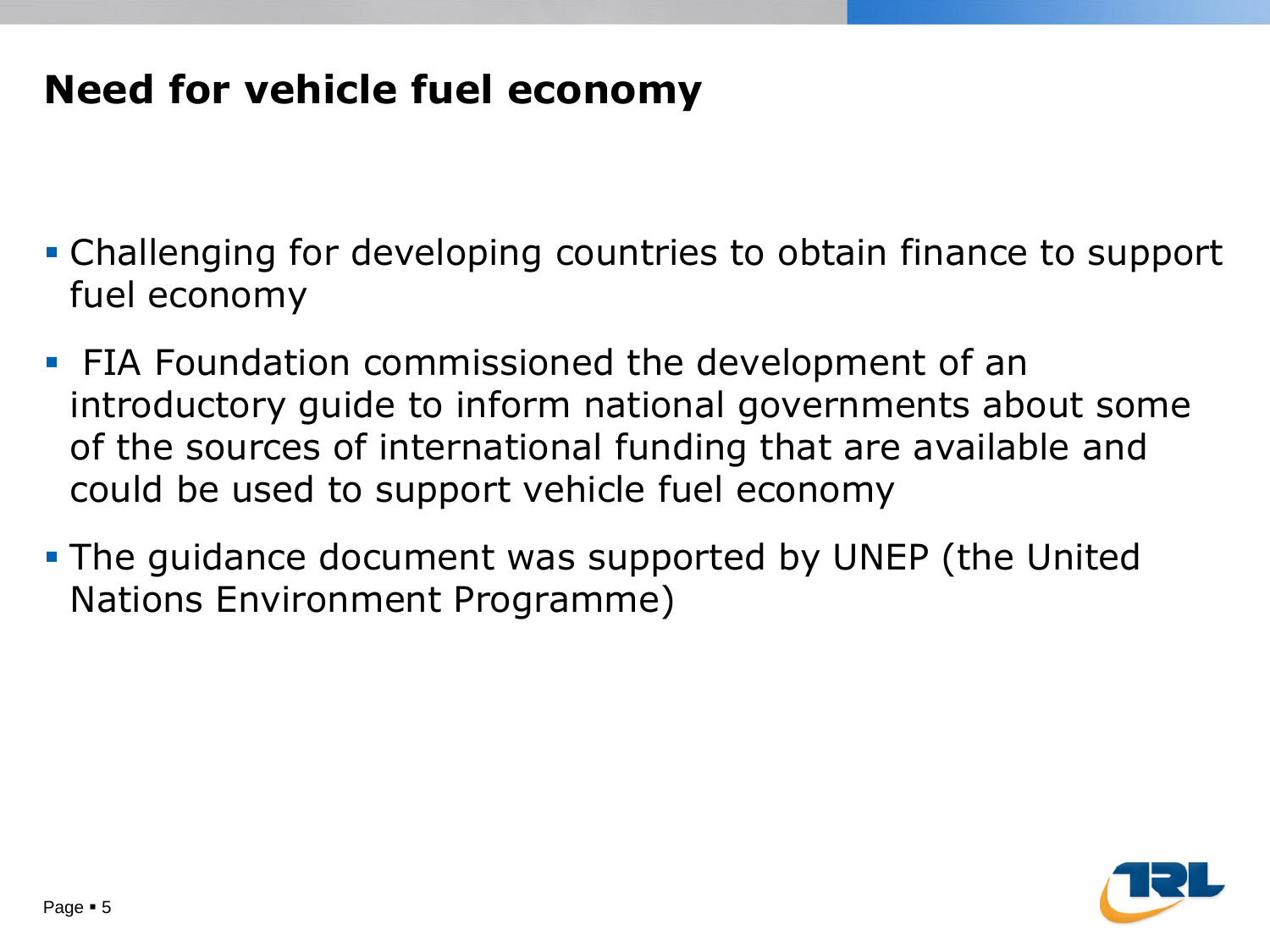## Need for vehicle fuel economy

- Challenging for developing countries to obtain finance to support fuel economy
- FIA Foundation commissioned the development of an introductory guide to inform national governments about some of the sources of international funding that are available and could be used to support vehicle fuel economy
- The guidance document was supported by UNEP (the United Nations Environment Programme)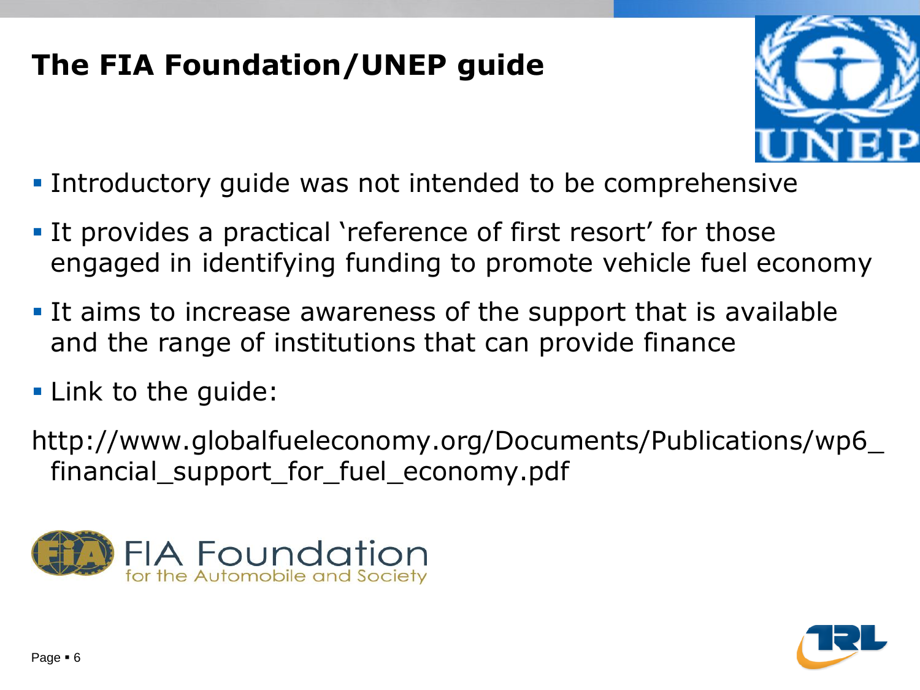# The FIA Foundation/UNEP guide

- Introductory guide was not intended to be comprehensive
- It provides a practical 'reference of first resort' for those engaged in identifying funding to promote vehicle fuel economy
- It aims to increase awareness of the support that is available and the range of institutions that can provide finance
- Link to the guide:

http://www.globalfueleconomy.org/Documents/Publications/wp6_financial_support_for_fuel_economy.pdf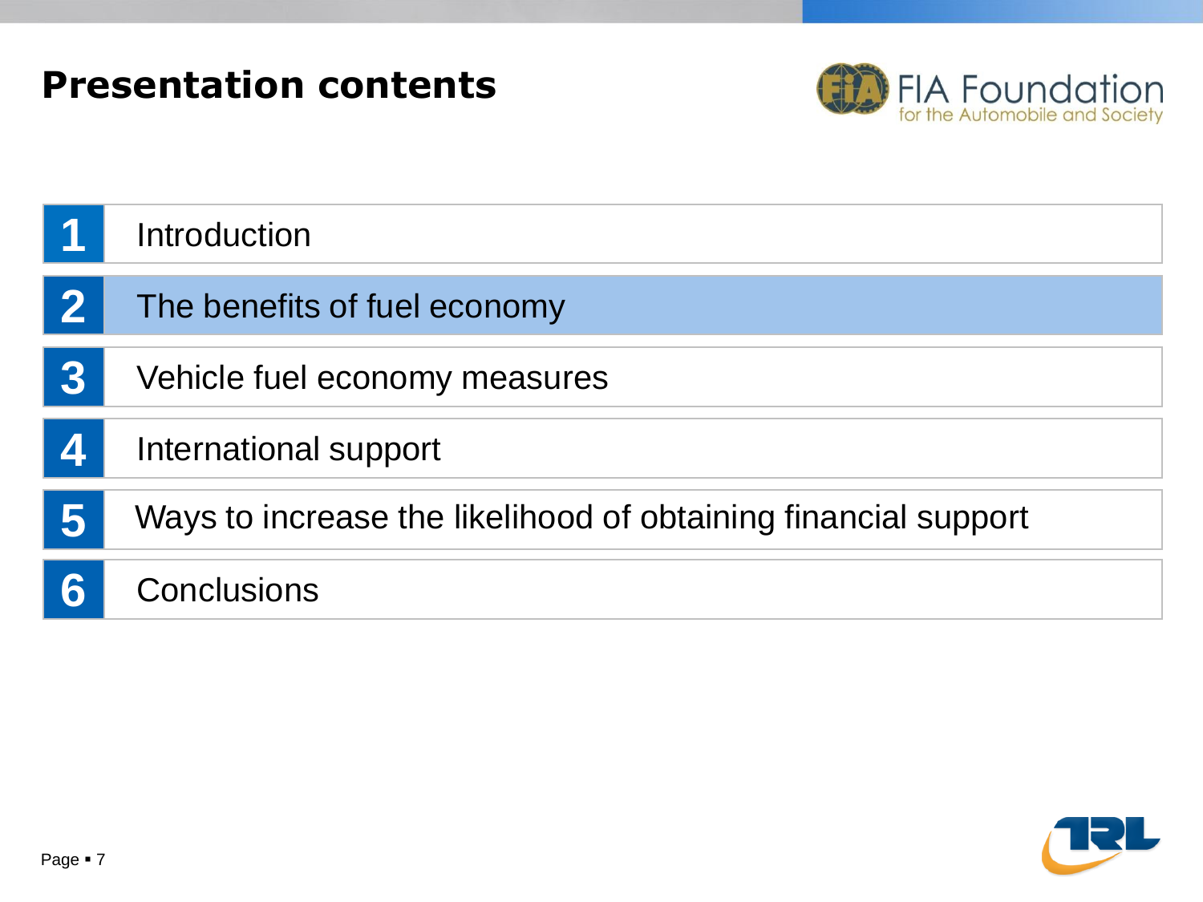# Presentation contents

1. Introduction
2. The benefits of fuel economy
3. Vehicle fuel economy measures
4. International support
5. Ways to increase the likelihood of obtaining financial support
6. Conclusions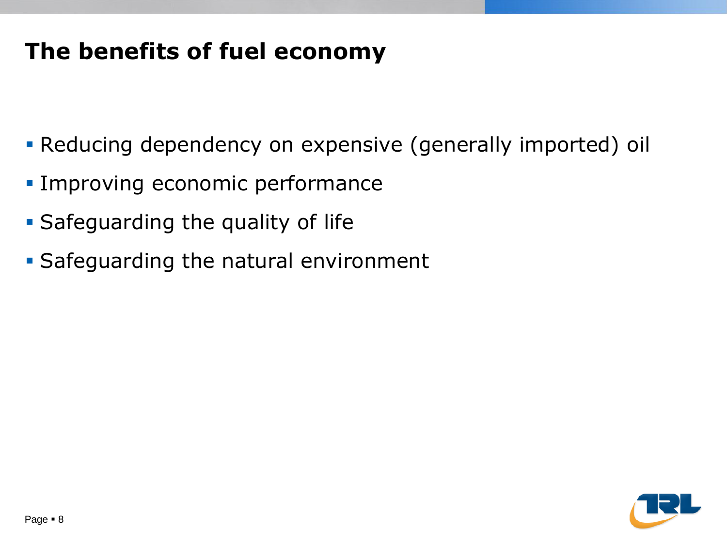# The benefits of fuel economy

- Reducing dependency on expensive (generally imported) oil
- Improving economic performance
- Safeguarding the quality of life
- Safeguarding the natural environment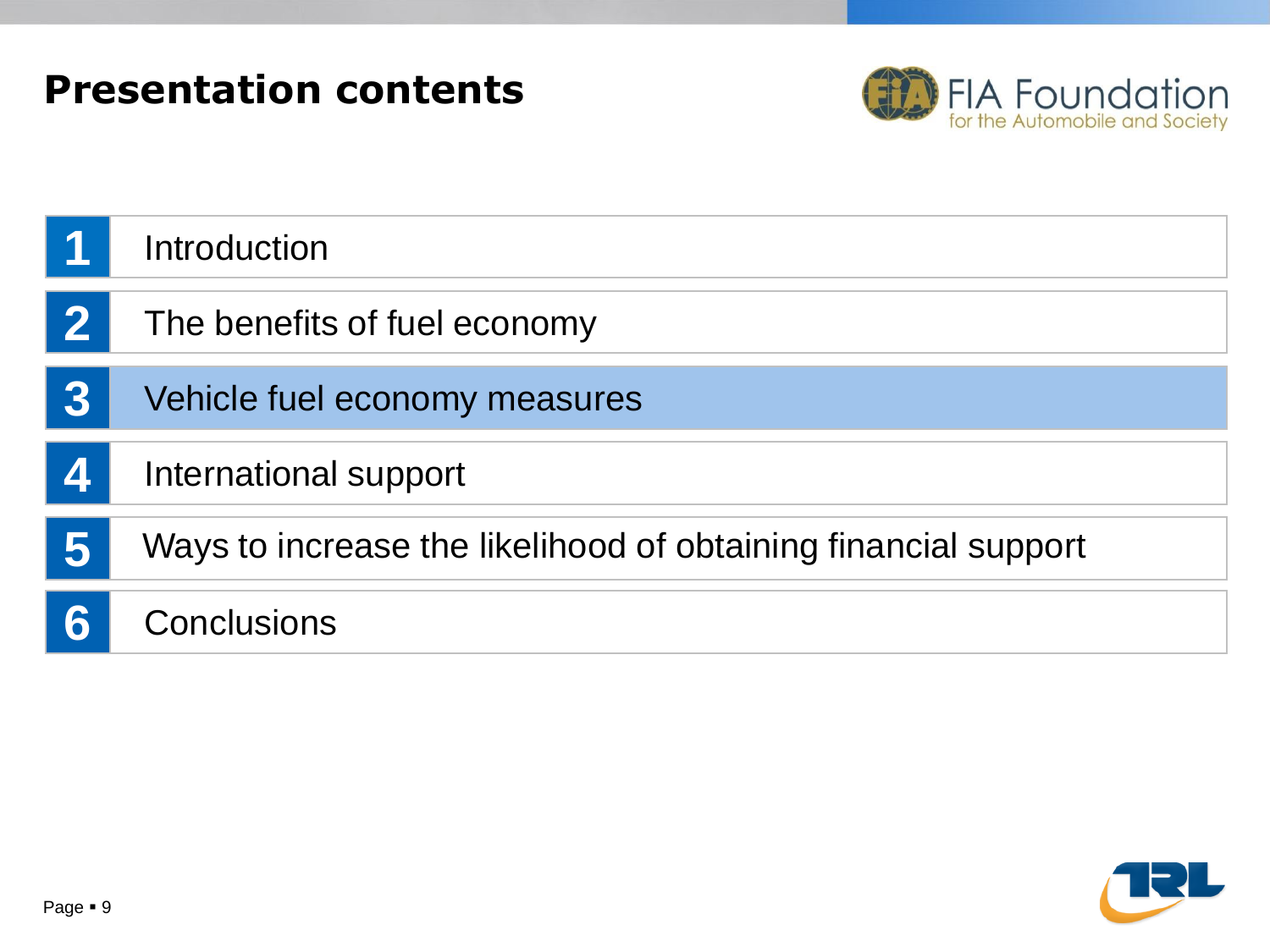# Presentation contents

1. Introduction
2. The benefits of fuel economy
3. **Vehicle fuel economy measures**
4. International support
5. Ways to increase the likelihood of obtaining financial support
6. Conclusions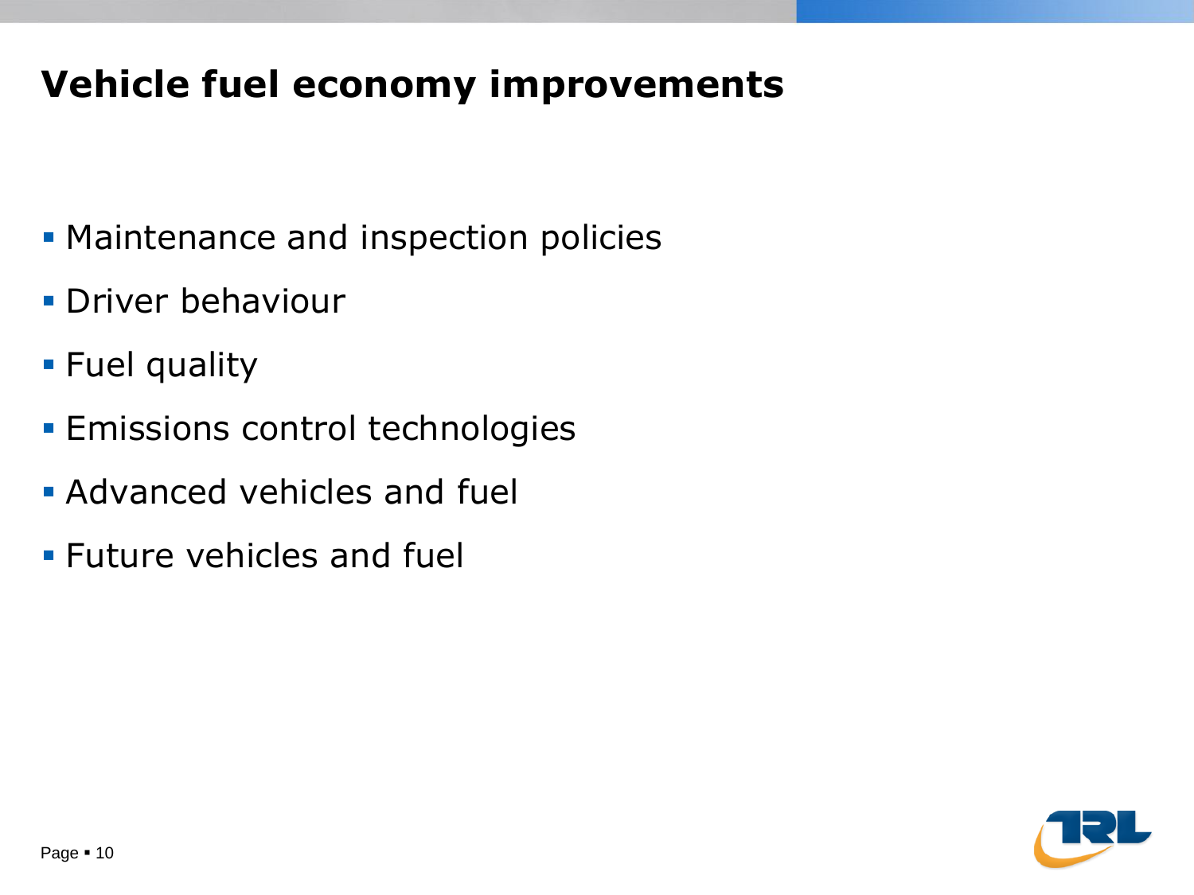# Vehicle fuel economy improvements

- Maintenance and inspection policies
- Driver behaviour
- Fuel quality
- Emissions control technologies
- Advanced vehicles and fuel
- Future vehicles and fuel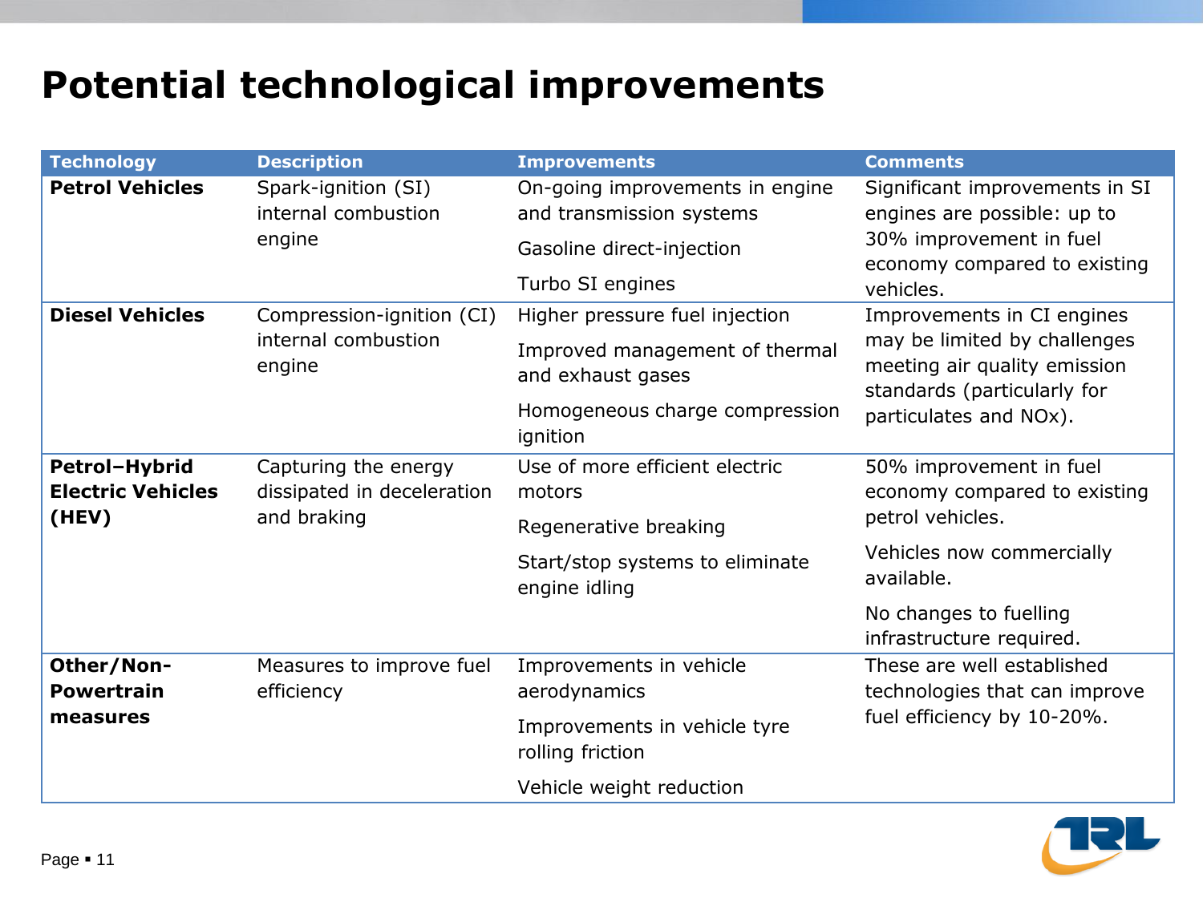# Potential technological improvements

| Technology | Description | Improvements | Comments |
|---|---|---|---|
| **Petrol Vehicles** | Spark-ignition (SI) internal combustion engine | On-going improvements in engine and transmission systems<br>Gasoline direct-injection<br>Turbo SI engines | Significant improvements in SI engines are possible: up to 30% improvement in fuel economy compared to existing vehicles. |
| **Diesel Vehicles** | Compression-ignition (CI) internal combustion engine | Higher pressure fuel injection<br>Improved management of thermal and exhaust gases<br>Homogeneous charge compression ignition | Improvements in CI engines may be limited by challenges meeting air quality emission standards (particularly for particulates and NOx). |
| **Petrol–Hybrid Electric Vehicles (HEV)** | Capturing the energy dissipated in deceleration and braking | Use of more efficient electric motors<br>Regenerative breaking<br>Start/stop systems to eliminate engine idling | 50% improvement in fuel economy compared to existing petrol vehicles.<br>Vehicles now commercially available.<br>No changes to fuelling infrastructure required. |
| **Other/Non-Powertrain measures** | Measures to improve fuel efficiency | Improvements in vehicle aerodynamics<br>Improvements in vehicle tyre rolling friction<br>Vehicle weight reduction | These are well established technologies that can improve fuel efficiency by 10-20%. |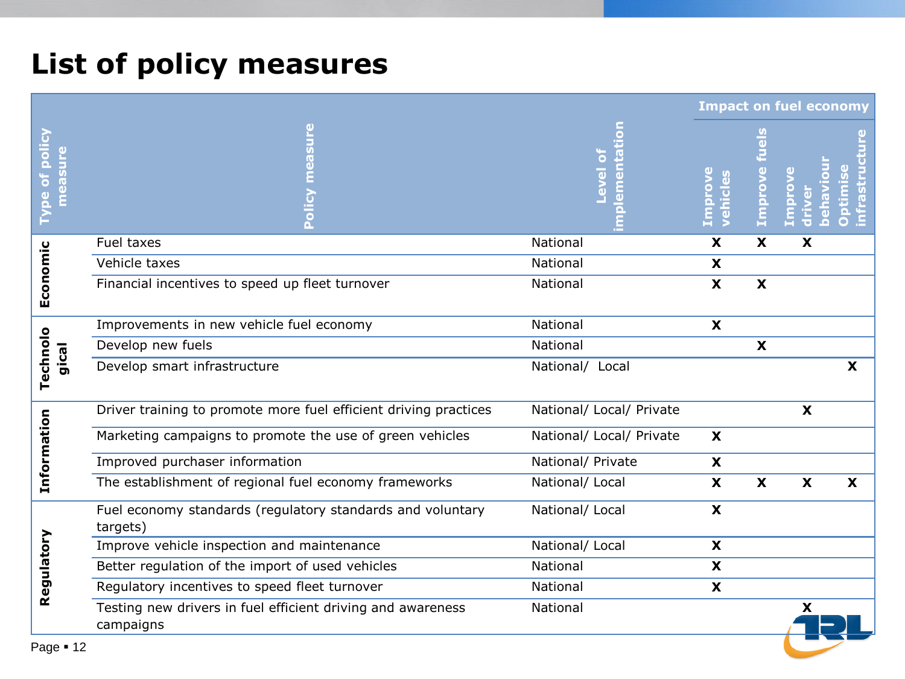# List of policy measures

| Type of policy measure | Policy measure | Level of implementation | Impact on fuel economy | | | |
|---|---|---|---|---|---|---|
| | | | Improve vehicles | Improve fuels | Improve driver behaviour | Optimise infrastructure |
| Economic | Fuel taxes | National | X | X | X | |
| | Vehicle taxes | National | X | | | |
| | Financial incentives to speed up fleet turnover | National | X | X | | |
| Technological | Improvements in new vehicle fuel economy | National | X | | | |
| | Develop new fuels | National | | X | | |
| | Develop smart infrastructure | National/ Local | | | | X |
| Information | Driver training to promote more fuel efficient driving practices | National/ Local/ Private | | | X | |
| | Marketing campaigns to promote the use of green vehicles | National/ Local/ Private | X | | | |
| | Improved purchaser information | National/ Private | X | | | |
| | The establishment of regional fuel economy frameworks | National/ Local | X | X | X | X |
| Regulatory | Fuel economy standards (regulatory standards and voluntary targets) | National/ Local | X | | | |
| | Improve vehicle inspection and maintenance | National/ Local | X | | | |
| | Better regulation of the import of used vehicles | National | X | | | |
| | Regulatory incentives to speed fleet turnover | National | X | | | |
| | Testing new drivers in fuel efficient driving and awareness campaigns | National | | | X | |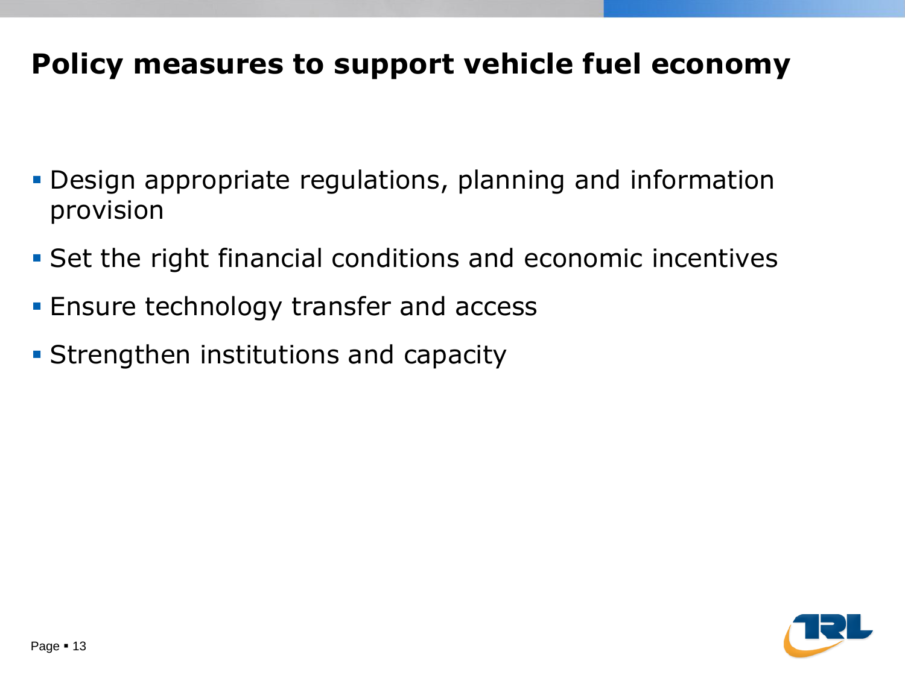# Policy measures to support vehicle fuel economy

- Design appropriate regulations, planning and information provision
- Set the right financial conditions and economic incentives
- Ensure technology transfer and access
- Strengthen institutions and capacity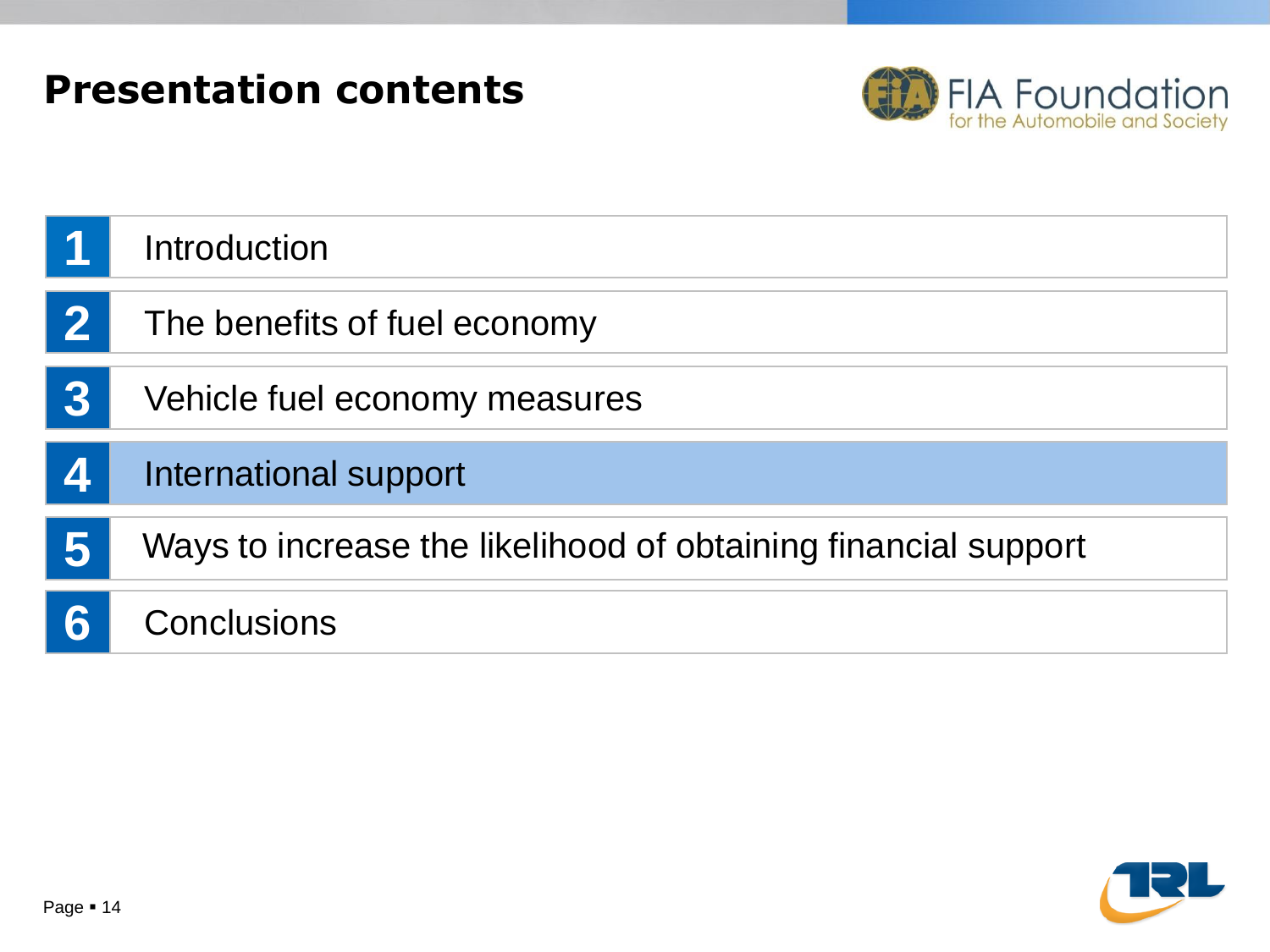# Presentation contents

1. Introduction
2. The benefits of fuel economy
3. Vehicle fuel economy measures
4. International support
5. Ways to increase the likelihood of obtaining financial support
6. Conclusions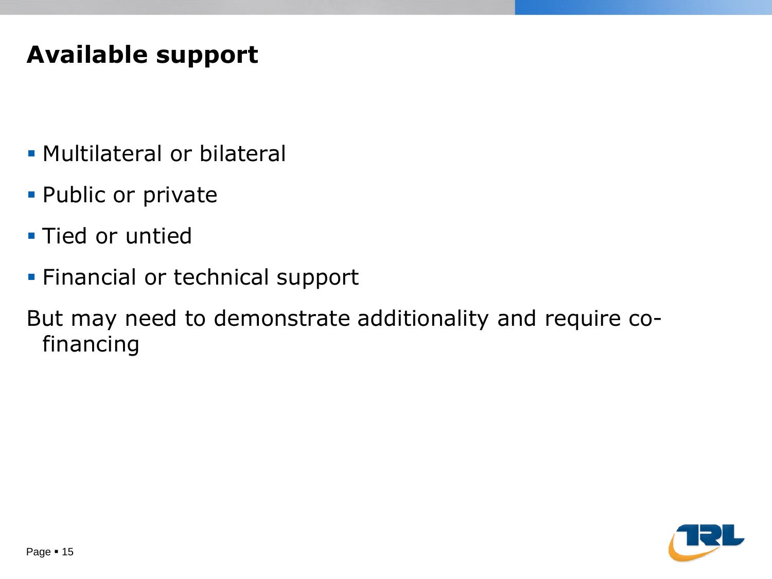# Available support

- Multilateral or bilateral
- Public or private
- Tied or untied
- Financial or technical support

But may need to demonstrate additionality and require co-financing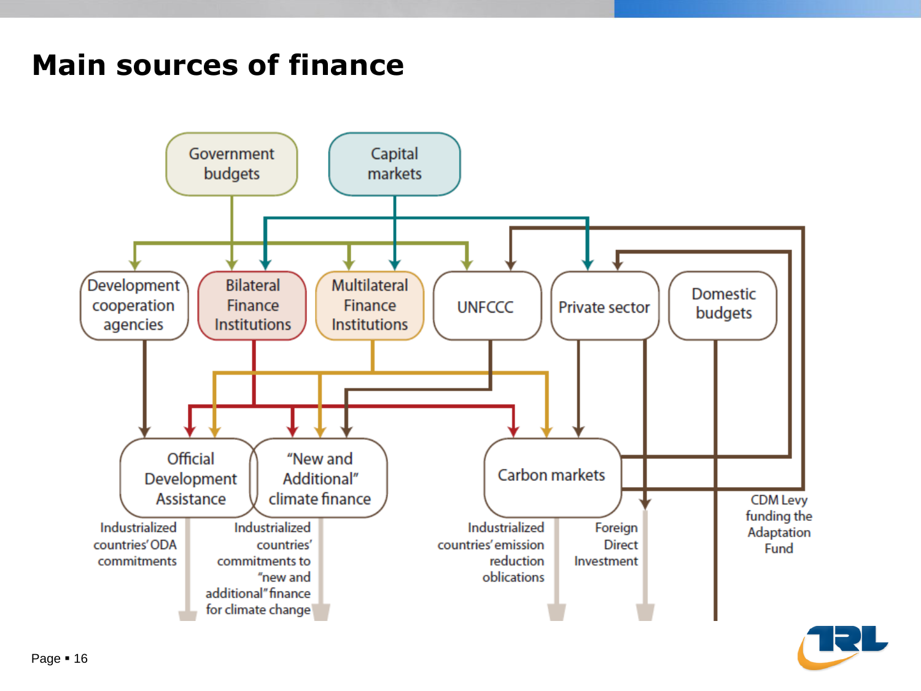# Main sources of finance

Government budgets

Capital markets

Development cooperation agencies

Bilateral Finance Institutions

Multilateral Finance Institutions

UNFCCC

Private sector

Domestic budgets

Official Development Assistance

"New and Additional" climate finance

Carbon markets

Industrialized countries' ODA commitments

Industrialized countries' commitments to "new and additional" finance for climate change

Industrialized countries' emission reduction oblications

Foreign Direct Investment

CDM Levy funding the Adaptation Fund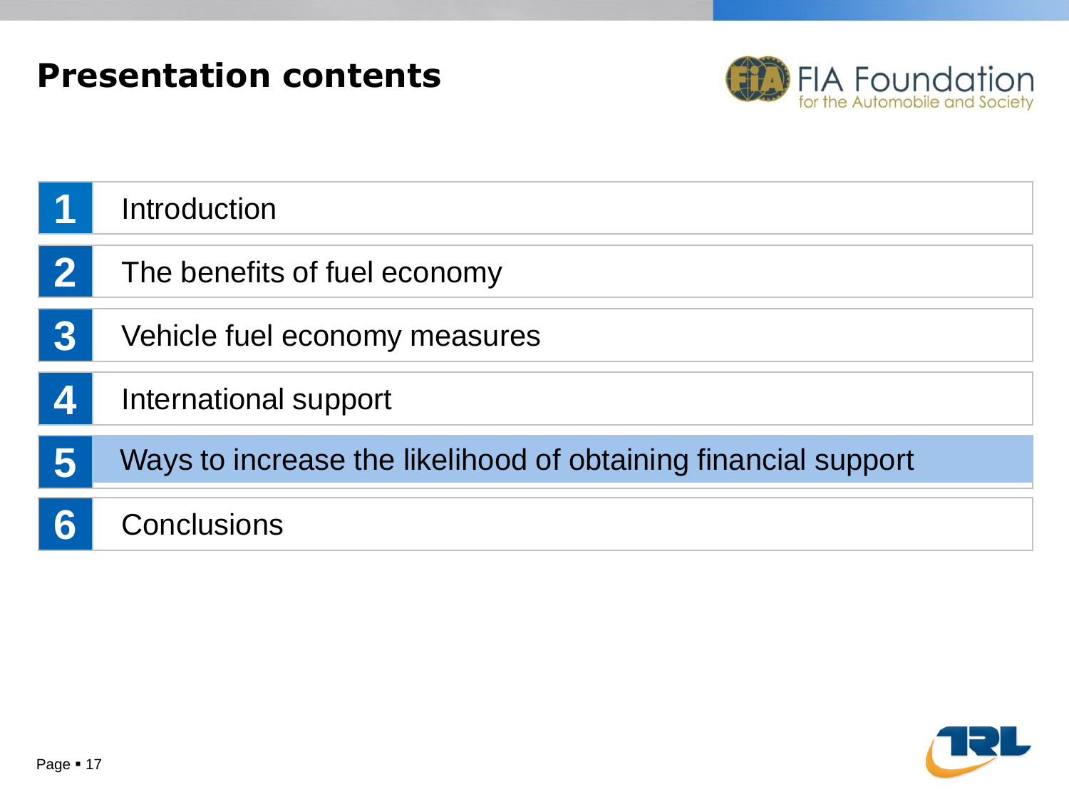# Presentation contents

1. Introduction
2. The benefits of fuel economy
3. Vehicle fuel economy measures
4. International support
5. Ways to increase the likelihood of obtaining financial support
6. Conclusions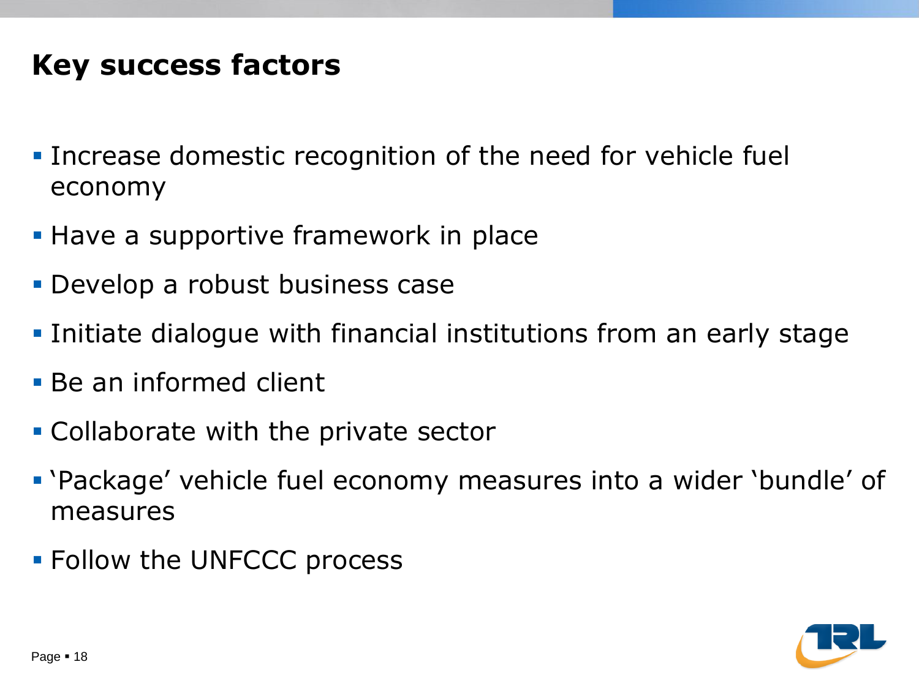# Key success factors

- Increase domestic recognition of the need for vehicle fuel economy
- Have a supportive framework in place
- Develop a robust business case
- Initiate dialogue with financial institutions from an early stage
- Be an informed client
- Collaborate with the private sector
- 'Package' vehicle fuel economy measures into a wider 'bundle' of measures
- Follow the UNFCCC process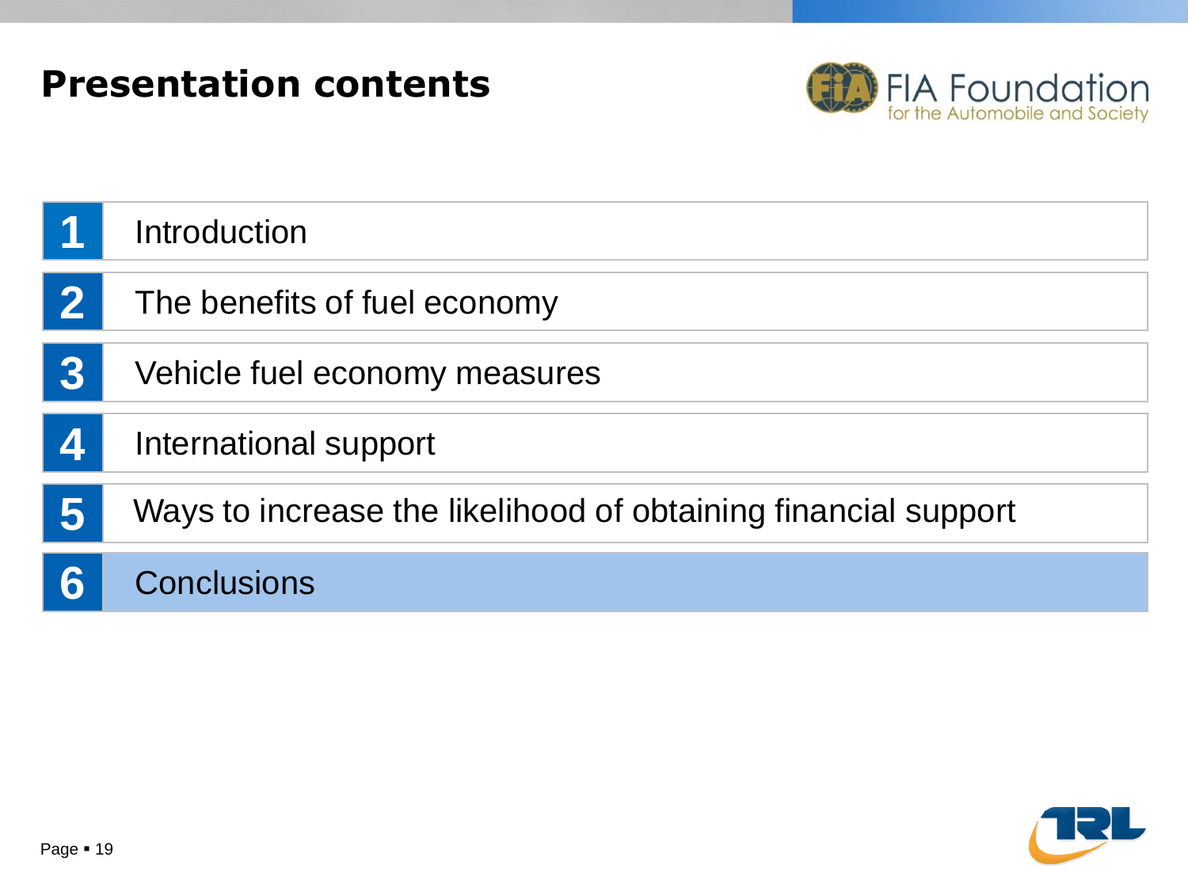# Presentation contents

1. Introduction
2. The benefits of fuel economy
3. Vehicle fuel economy measures
4. International support
5. Ways to increase the likelihood of obtaining financial support
6. **Conclusions**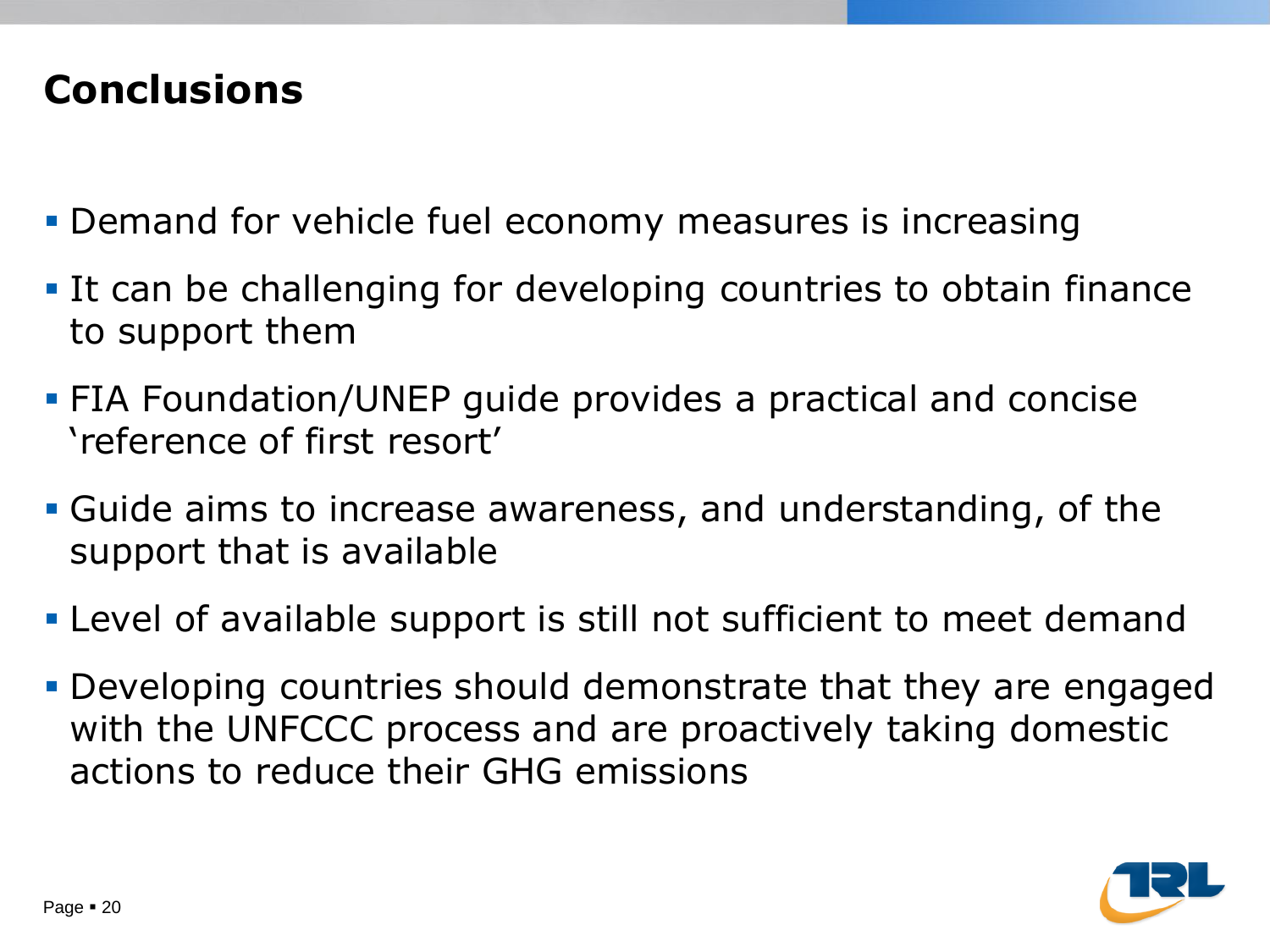# Conclusions

- Demand for vehicle fuel economy measures is increasing
- It can be challenging for developing countries to obtain finance to support them
- FIA Foundation/UNEP guide provides a practical and concise 'reference of first resort'
- Guide aims to increase awareness, and understanding, of the support that is available
- Level of available support is still not sufficient to meet demand
- Developing countries should demonstrate that they are engaged with the UNFCCC process and are proactively taking domestic actions to reduce their GHG emissions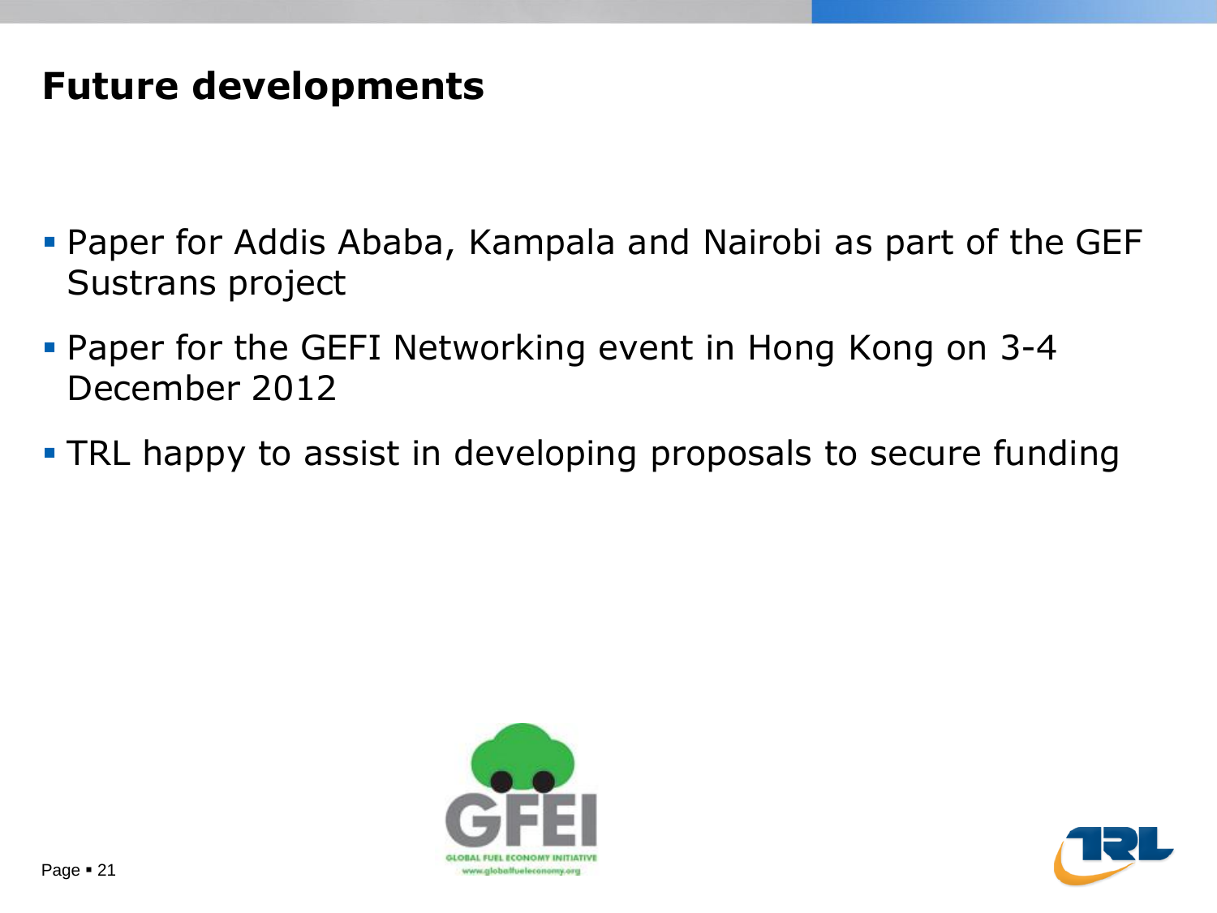# Future developments

- Paper for Addis Ababa, Kampala and Nairobi as part of the GEF Sustrans project
- Paper for the GEFI Networking event in Hong Kong on 3-4 December 2012
- TRL happy to assist in developing proposals to secure funding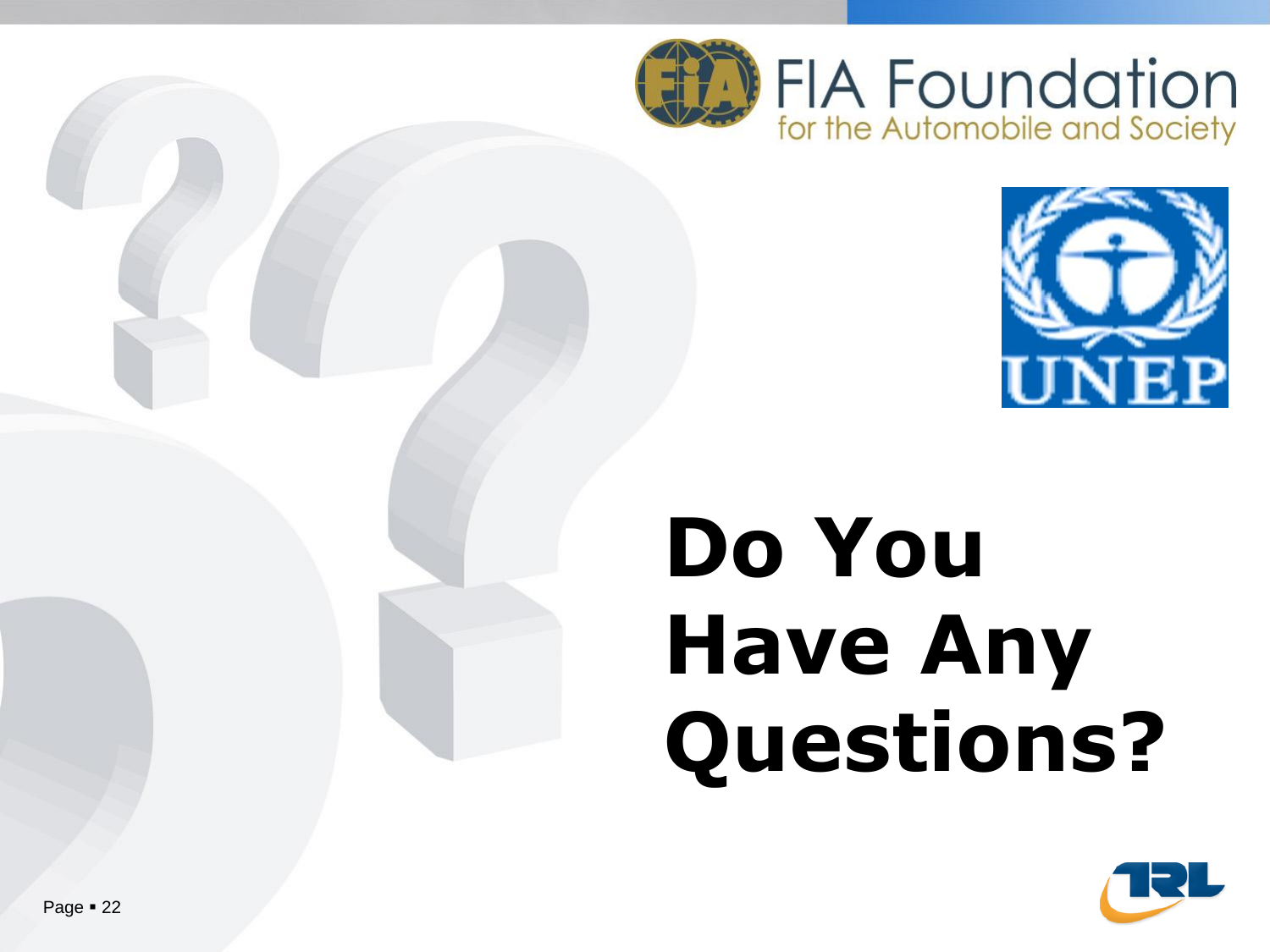FIA Foundation
for the Automobile and Society

UNEP

# Do You Have Any Questions?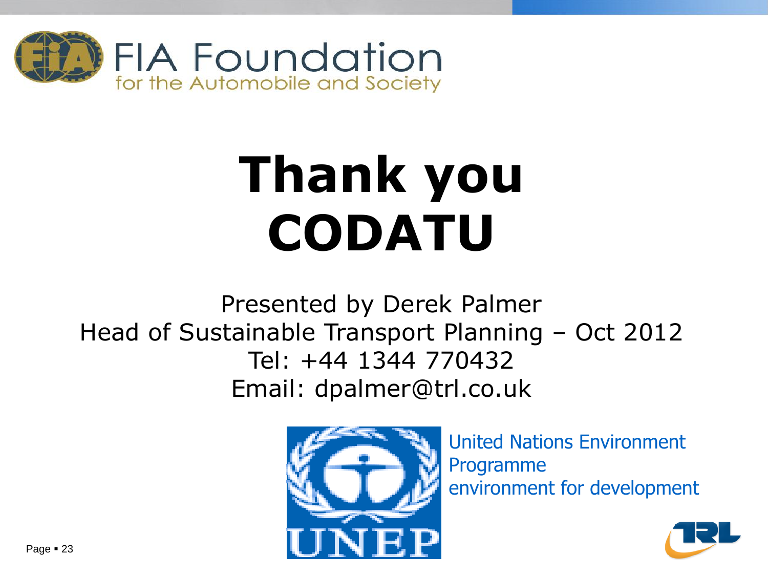FIA Foundation
for the Automobile and Society

# Thank you CODATU

Presented by Derek Palmer
Head of Sustainable Transport Planning – Oct 2012
Tel: +44 1344 770432
Email: dpalmer@trl.co.uk

United Nations Environment Programme
environment for development